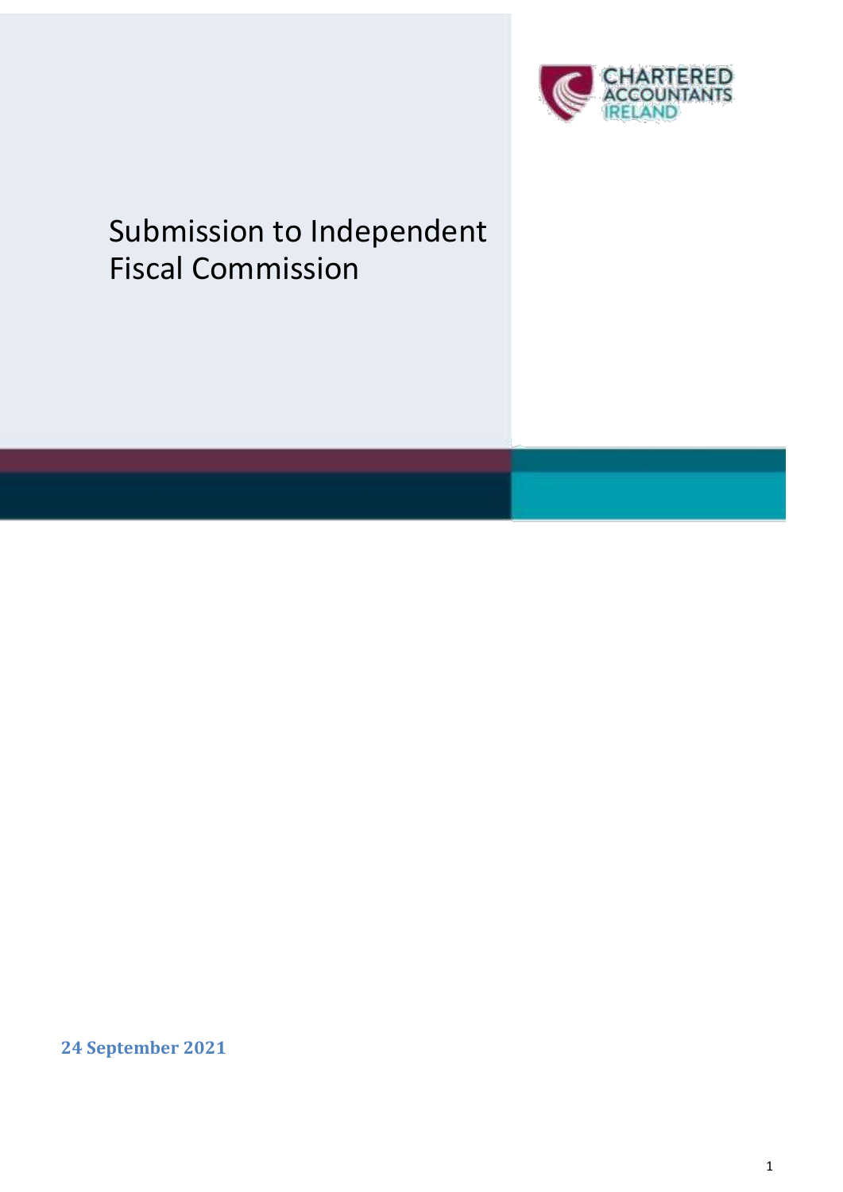# Submission to Independent Fiscal Commission

**24 September 2021**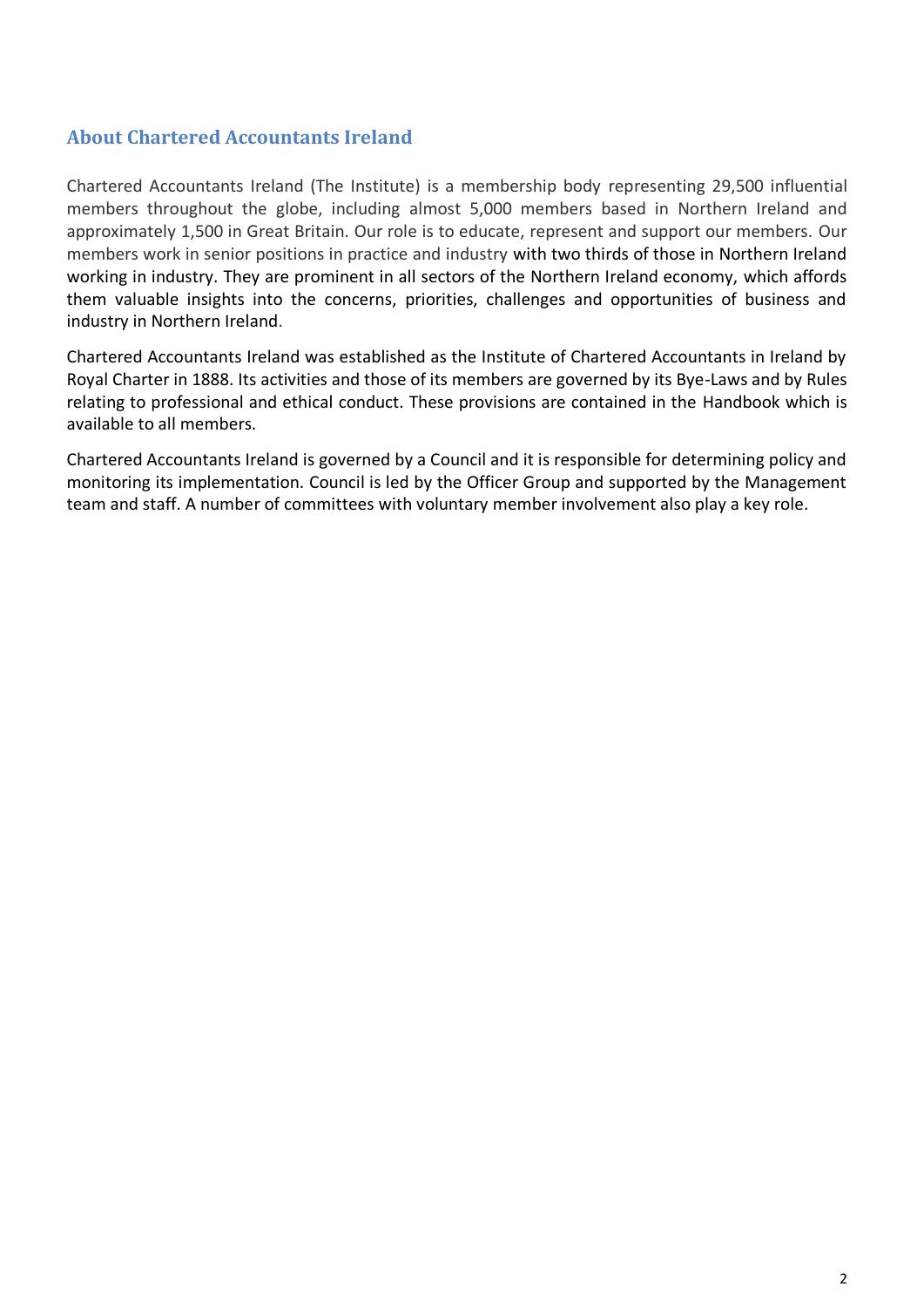## About Chartered Accountants Ireland

Chartered Accountants Ireland (The Institute) is a membership body representing 29,500 influential members throughout the globe, including almost 5,000 members based in Northern Ireland and approximately 1,500 in Great Britain. Our role is to educate, represent and support our members. Our members work in senior positions in practice and industry with two thirds of those in Northern Ireland working in industry. They are prominent in all sectors of the Northern Ireland economy, which affords them valuable insights into the concerns, priorities, challenges and opportunities of business and industry in Northern Ireland.

Chartered Accountants Ireland was established as the Institute of Chartered Accountants in Ireland by Royal Charter in 1888. Its activities and those of its members are governed by its Bye-Laws and by Rules relating to professional and ethical conduct. These provisions are contained in the Handbook which is available to all members.

Chartered Accountants Ireland is governed by a Council and it is responsible for determining policy and monitoring its implementation. Council is led by the Officer Group and supported by the Management team and staff. A number of committees with voluntary member involvement also play a key role.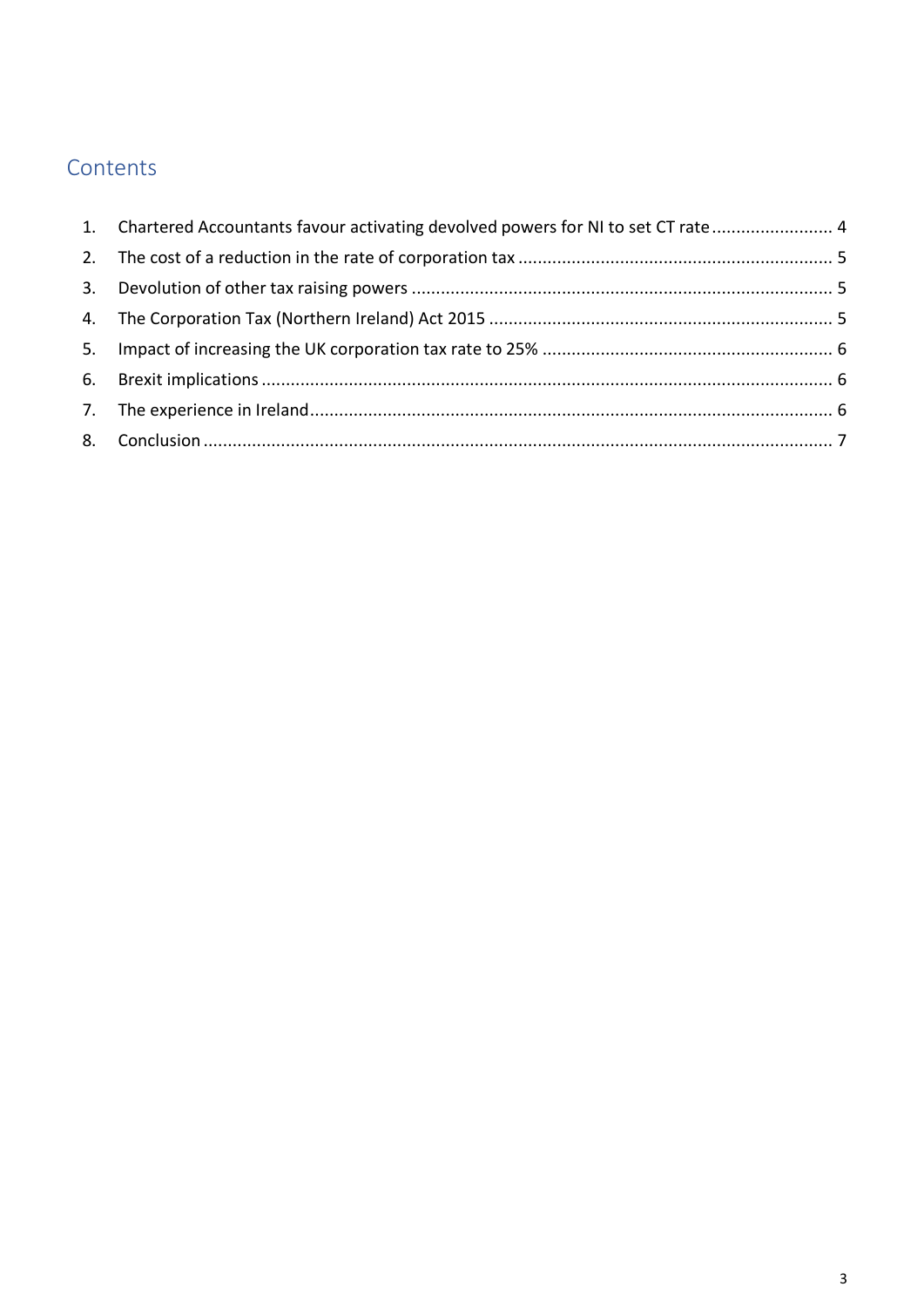## Contents

1. Chartered Accountants favour activating devolved powers for NI to set CT rate ........................ 4
2. The cost of a reduction in the rate of corporation tax ................................................................ 5
3. Devolution of other tax raising powers ...................................................................................... 5
4. The Corporation Tax (Northern Ireland) Act 2015 ...................................................................... 5
5. Impact of increasing the UK corporation tax rate to 25% ........................................................... 6
6. Brexit implications ..................................................................................................................... 6
7. The experience in Ireland .......................................................................................................... 6
8. Conclusion ................................................................................................................................ 7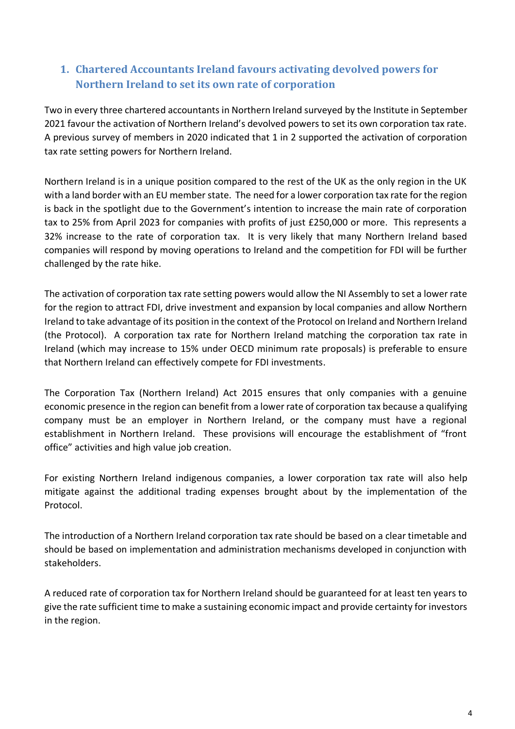## 1. Chartered Accountants Ireland favours activating devolved powers for Northern Ireland to set its own rate of corporation

Two in every three chartered accountants in Northern Ireland surveyed by the Institute in September 2021 favour the activation of Northern Ireland's devolved powers to set its own corporation tax rate. A previous survey of members in 2020 indicated that 1 in 2 supported the activation of corporation tax rate setting powers for Northern Ireland.

Northern Ireland is in a unique position compared to the rest of the UK as the only region in the UK with a land border with an EU member state. The need for a lower corporation tax rate for the region is back in the spotlight due to the Government's intention to increase the main rate of corporation tax to 25% from April 2023 for companies with profits of just £250,000 or more. This represents a 32% increase to the rate of corporation tax. It is very likely that many Northern Ireland based companies will respond by moving operations to Ireland and the competition for FDI will be further challenged by the rate hike.

The activation of corporation tax rate setting powers would allow the NI Assembly to set a lower rate for the region to attract FDI, drive investment and expansion by local companies and allow Northern Ireland to take advantage of its position in the context of the Protocol on Ireland and Northern Ireland (the Protocol). A corporation tax rate for Northern Ireland matching the corporation tax rate in Ireland (which may increase to 15% under OECD minimum rate proposals) is preferable to ensure that Northern Ireland can effectively compete for FDI investments.

The Corporation Tax (Northern Ireland) Act 2015 ensures that only companies with a genuine economic presence in the region can benefit from a lower rate of corporation tax because a qualifying company must be an employer in Northern Ireland, or the company must have a regional establishment in Northern Ireland. These provisions will encourage the establishment of "front office" activities and high value job creation.

For existing Northern Ireland indigenous companies, a lower corporation tax rate will also help mitigate against the additional trading expenses brought about by the implementation of the Protocol.

The introduction of a Northern Ireland corporation tax rate should be based on a clear timetable and should be based on implementation and administration mechanisms developed in conjunction with stakeholders.

A reduced rate of corporation tax for Northern Ireland should be guaranteed for at least ten years to give the rate sufficient time to make a sustaining economic impact and provide certainty for investors in the region.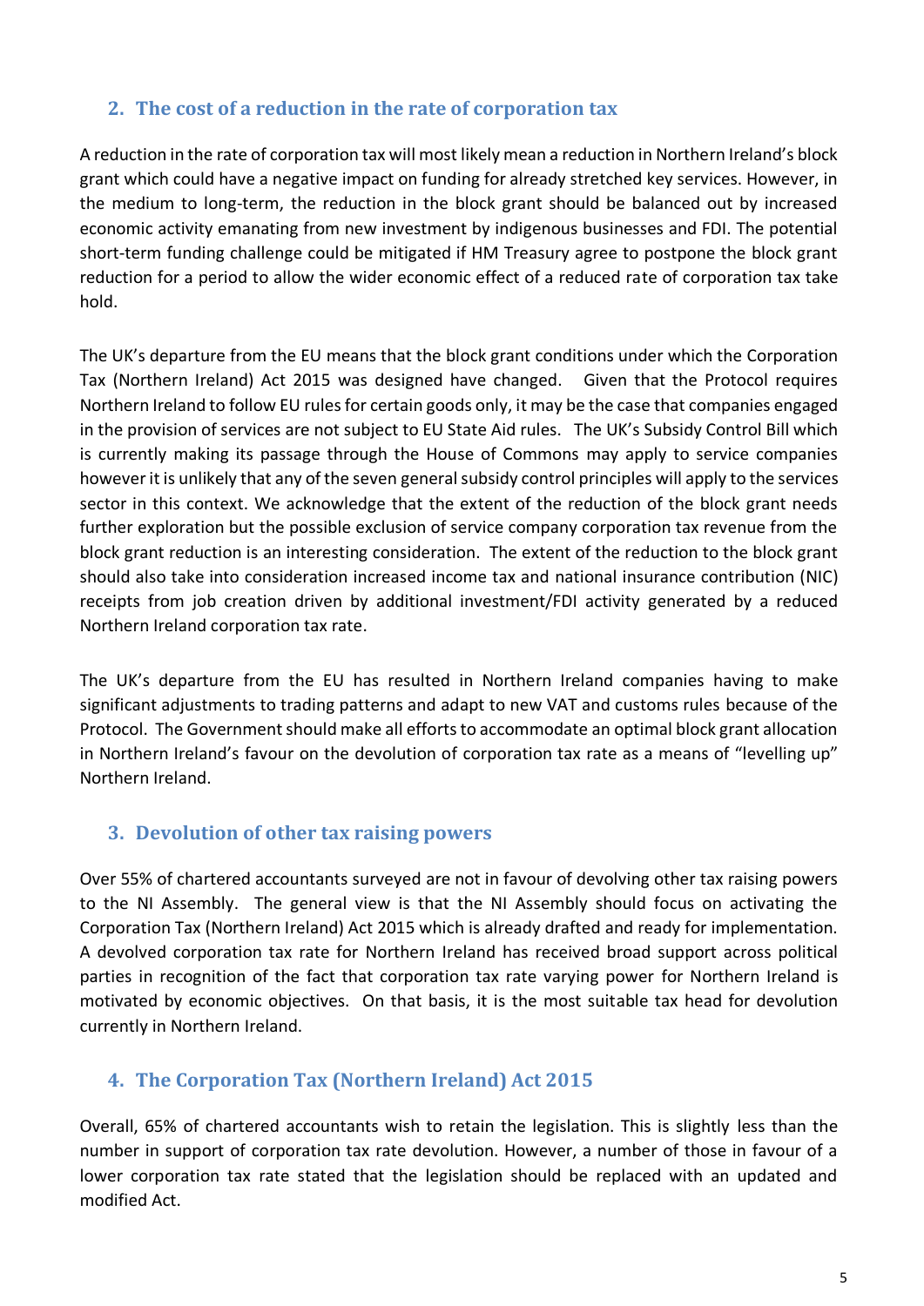## 2. The cost of a reduction in the rate of corporation tax

A reduction in the rate of corporation tax will most likely mean a reduction in Northern Ireland's block grant which could have a negative impact on funding for already stretched key services. However, in the medium to long-term, the reduction in the block grant should be balanced out by increased economic activity emanating from new investment by indigenous businesses and FDI. The potential short-term funding challenge could be mitigated if HM Treasury agree to postpone the block grant reduction for a period to allow the wider economic effect of a reduced rate of corporation tax take hold.

The UK's departure from the EU means that the block grant conditions under which the Corporation Tax (Northern Ireland) Act 2015 was designed have changed. Given that the Protocol requires Northern Ireland to follow EU rules for certain goods only, it may be the case that companies engaged in the provision of services are not subject to EU State Aid rules. The UK's Subsidy Control Bill which is currently making its passage through the House of Commons may apply to service companies however it is unlikely that any of the seven general subsidy control principles will apply to the services sector in this context. We acknowledge that the extent of the reduction of the block grant needs further exploration but the possible exclusion of service company corporation tax revenue from the block grant reduction is an interesting consideration. The extent of the reduction to the block grant should also take into consideration increased income tax and national insurance contribution (NIC) receipts from job creation driven by additional investment/FDI activity generated by a reduced Northern Ireland corporation tax rate.

The UK's departure from the EU has resulted in Northern Ireland companies having to make significant adjustments to trading patterns and adapt to new VAT and customs rules because of the Protocol. The Government should make all efforts to accommodate an optimal block grant allocation in Northern Ireland's favour on the devolution of corporation tax rate as a means of "levelling up" Northern Ireland.

## 3. Devolution of other tax raising powers

Over 55% of chartered accountants surveyed are not in favour of devolving other tax raising powers to the NI Assembly. The general view is that the NI Assembly should focus on activating the Corporation Tax (Northern Ireland) Act 2015 which is already drafted and ready for implementation. A devolved corporation tax rate for Northern Ireland has received broad support across political parties in recognition of the fact that corporation tax rate varying power for Northern Ireland is motivated by economic objectives. On that basis, it is the most suitable tax head for devolution currently in Northern Ireland.

## 4. The Corporation Tax (Northern Ireland) Act 2015

Overall, 65% of chartered accountants wish to retain the legislation. This is slightly less than the number in support of corporation tax rate devolution. However, a number of those in favour of a lower corporation tax rate stated that the legislation should be replaced with an updated and modified Act.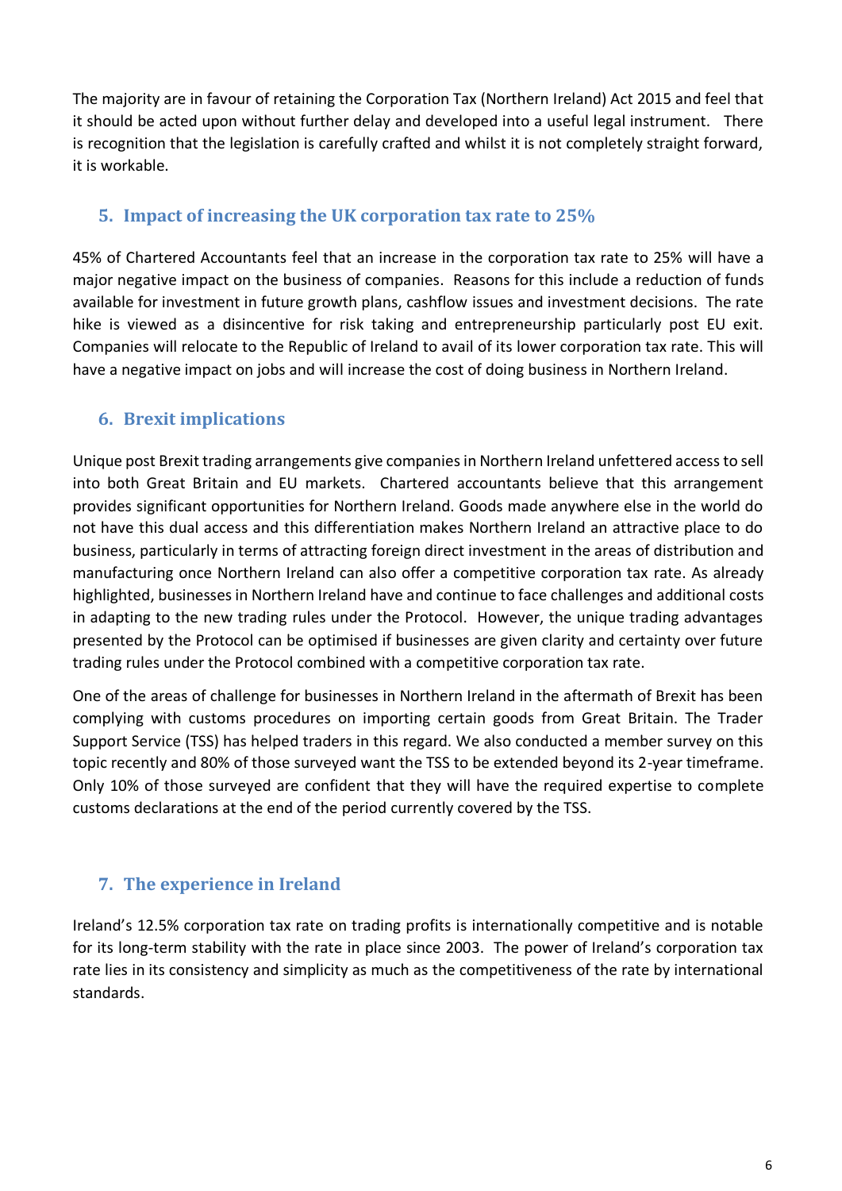The majority are in favour of retaining the Corporation Tax (Northern Ireland) Act 2015 and feel that it should be acted upon without further delay and developed into a useful legal instrument. There is recognition that the legislation is carefully crafted and whilst it is not completely straight forward, it is workable.

## 5. Impact of increasing the UK corporation tax rate to 25%

45% of Chartered Accountants feel that an increase in the corporation tax rate to 25% will have a major negative impact on the business of companies. Reasons for this include a reduction of funds available for investment in future growth plans, cashflow issues and investment decisions. The rate hike is viewed as a disincentive for risk taking and entrepreneurship particularly post EU exit. Companies will relocate to the Republic of Ireland to avail of its lower corporation tax rate. This will have a negative impact on jobs and will increase the cost of doing business in Northern Ireland.

## 6. Brexit implications

Unique post Brexit trading arrangements give companies in Northern Ireland unfettered access to sell into both Great Britain and EU markets. Chartered accountants believe that this arrangement provides significant opportunities for Northern Ireland. Goods made anywhere else in the world do not have this dual access and this differentiation makes Northern Ireland an attractive place to do business, particularly in terms of attracting foreign direct investment in the areas of distribution and manufacturing once Northern Ireland can also offer a competitive corporation tax rate. As already highlighted, businesses in Northern Ireland have and continue to face challenges and additional costs in adapting to the new trading rules under the Protocol. However, the unique trading advantages presented by the Protocol can be optimised if businesses are given clarity and certainty over future trading rules under the Protocol combined with a competitive corporation tax rate.

One of the areas of challenge for businesses in Northern Ireland in the aftermath of Brexit has been complying with customs procedures on importing certain goods from Great Britain. The Trader Support Service (TSS) has helped traders in this regard. We also conducted a member survey on this topic recently and 80% of those surveyed want the TSS to be extended beyond its 2-year timeframe. Only 10% of those surveyed are confident that they will have the required expertise to complete customs declarations at the end of the period currently covered by the TSS.

## 7. The experience in Ireland

Ireland's 12.5% corporation tax rate on trading profits is internationally competitive and is notable for its long-term stability with the rate in place since 2003. The power of Ireland's corporation tax rate lies in its consistency and simplicity as much as the competitiveness of the rate by international standards.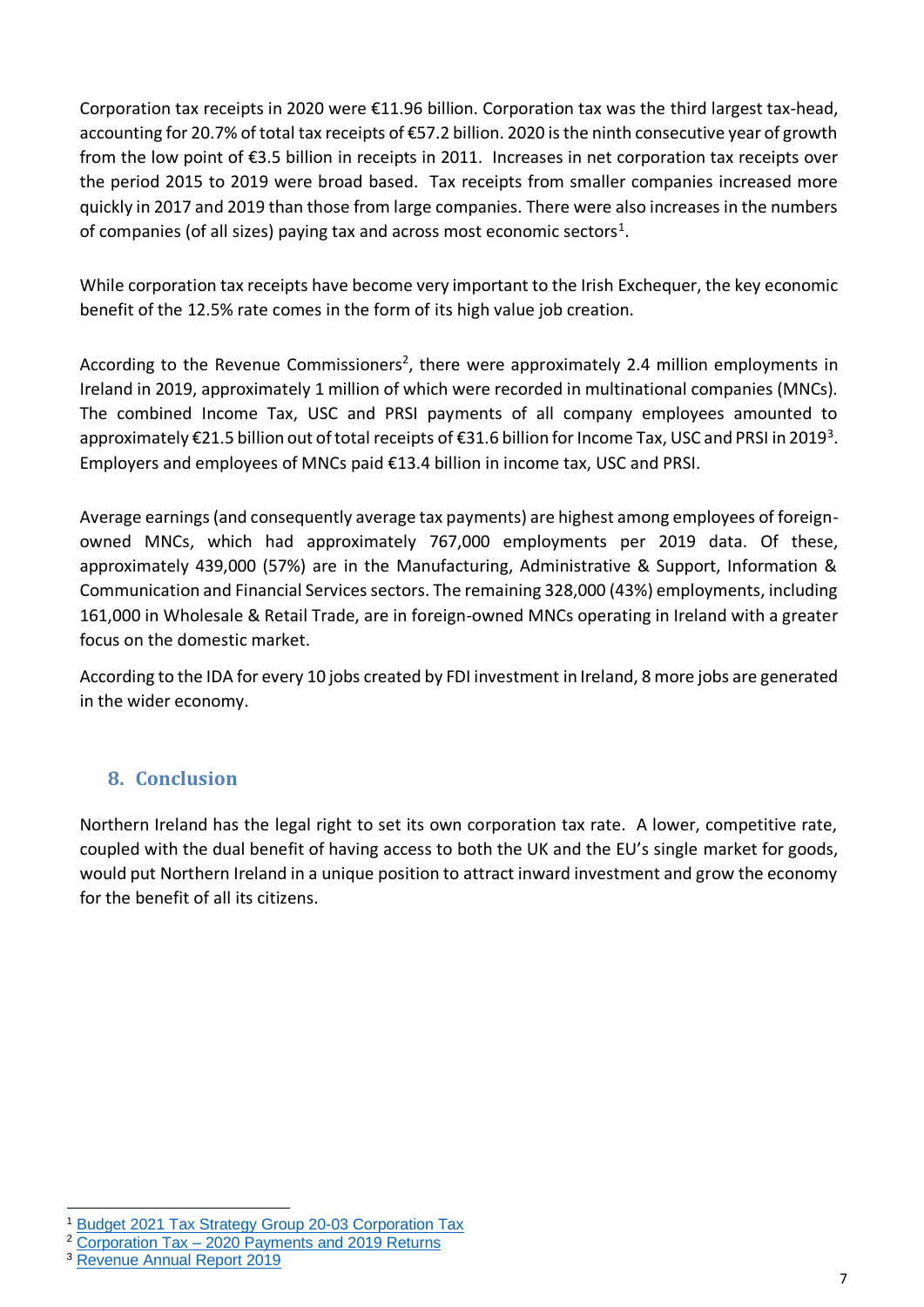Corporation tax receipts in 2020 were €11.96 billion. Corporation tax was the third largest tax-head, accounting for 20.7% of total tax receipts of €57.2 billion. 2020 is the ninth consecutive year of growth from the low point of €3.5 billion in receipts in 2011. Increases in net corporation tax receipts over the period 2015 to 2019 were broad based. Tax receipts from smaller companies increased more quickly in 2017 and 2019 than those from large companies. There were also increases in the numbers of companies (of all sizes) paying tax and across most economic sectors[1].

While corporation tax receipts have become very important to the Irish Exchequer, the key economic benefit of the 12.5% rate comes in the form of its high value job creation.

According to the Revenue Commissioners[2], there were approximately 2.4 million employments in Ireland in 2019, approximately 1 million of which were recorded in multinational companies (MNCs). The combined Income Tax, USC and PRSI payments of all company employees amounted to approximately €21.5 billion out of total receipts of €31.6 billion for Income Tax, USC and PRSI in 2019[3]. Employers and employees of MNCs paid €13.4 billion in income tax, USC and PRSI.

Average earnings (and consequently average tax payments) are highest among employees of foreign-owned MNCs, which had approximately 767,000 employments per 2019 data. Of these, approximately 439,000 (57%) are in the Manufacturing, Administrative & Support, Information & Communication and Financial Services sectors. The remaining 328,000 (43%) employments, including 161,000 in Wholesale & Retail Trade, are in foreign-owned MNCs operating in Ireland with a greater focus on the domestic market.

According to the IDA for every 10 jobs created by FDI investment in Ireland, 8 more jobs are generated in the wider economy.

## 8. Conclusion

Northern Ireland has the legal right to set its own corporation tax rate. A lower, competitive rate, coupled with the dual benefit of having access to both the UK and the EU's single market for goods, would put Northern Ireland in a unique position to attract inward investment and grow the economy for the benefit of all its citizens.

[1] Budget 2021 Tax Strategy Group 20-03 Corporation Tax

[2] Corporation Tax – 2020 Payments and 2019 Returns

[3] Revenue Annual Report 2019